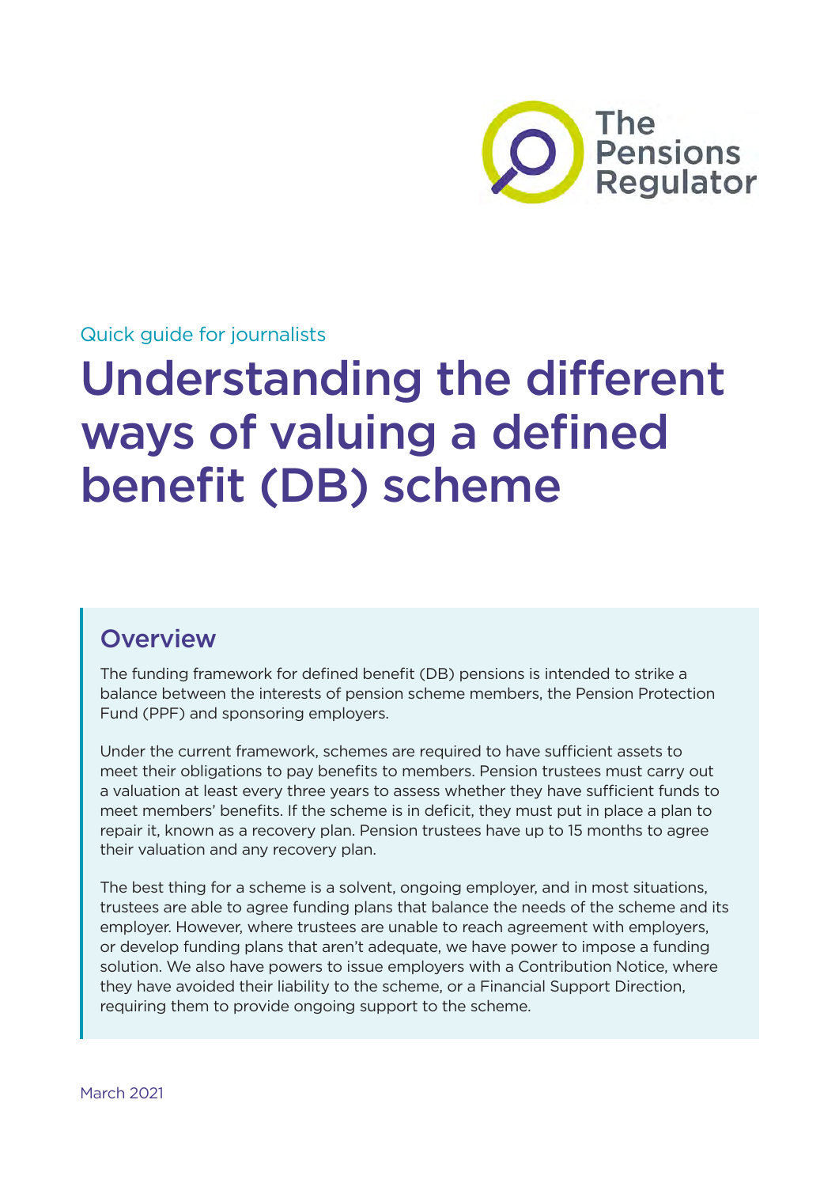The Pensions Regulator

Quick guide for journalists

# Understanding the different ways of valuing a defined benefit (DB) scheme

## Overview

The funding framework for defined benefit (DB) pensions is intended to strike a balance between the interests of pension scheme members, the Pension Protection Fund (PPF) and sponsoring employers.

Under the current framework, schemes are required to have sufficient assets to meet their obligations to pay benefits to members. Pension trustees must carry out a valuation at least every three years to assess whether they have sufficient funds to meet members' benefits. If the scheme is in deficit, they must put in place a plan to repair it, known as a recovery plan. Pension trustees have up to 15 months to agree their valuation and any recovery plan.

The best thing for a scheme is a solvent, ongoing employer, and in most situations, trustees are able to agree funding plans that balance the needs of the scheme and its employer. However, where trustees are unable to reach agreement with employers, or develop funding plans that aren't adequate, we have power to impose a funding solution. We also have powers to issue employers with a Contribution Notice, where they have avoided their liability to the scheme, or a Financial Support Direction, requiring them to provide ongoing support to the scheme.

March 2021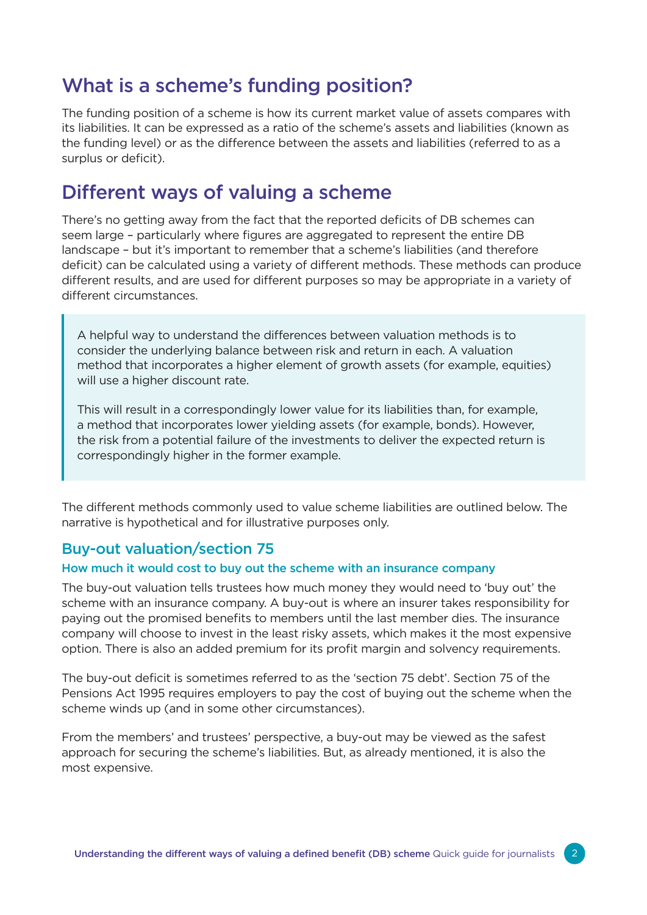## What is a scheme's funding position?

The funding position of a scheme is how its current market value of assets compares with its liabilities. It can be expressed as a ratio of the scheme's assets and liabilities (known as the funding level) or as the difference between the assets and liabilities (referred to as a surplus or deficit).

## Different ways of valuing a scheme

There's no getting away from the fact that the reported deficits of DB schemes can seem large – particularly where figures are aggregated to represent the entire DB landscape – but it's important to remember that a scheme's liabilities (and therefore deficit) can be calculated using a variety of different methods. These methods can produce different results, and are used for different purposes so may be appropriate in a variety of different circumstances.

> A helpful way to understand the differences between valuation methods is to consider the underlying balance between risk and return in each. A valuation method that incorporates a higher element of growth assets (for example, equities) will use a higher discount rate.
>
> This will result in a correspondingly lower value for its liabilities than, for example, a method that incorporates lower yielding assets (for example, bonds). However, the risk from a potential failure of the investments to deliver the expected return is correspondingly higher in the former example.

The different methods commonly used to value scheme liabilities are outlined below. The narrative is hypothetical and for illustrative purposes only.

### Buy-out valuation/section 75

#### How much it would cost to buy out the scheme with an insurance company

The buy-out valuation tells trustees how much money they would need to 'buy out' the scheme with an insurance company. A buy-out is where an insurer takes responsibility for paying out the promised benefits to members until the last member dies. The insurance company will choose to invest in the least risky assets, which makes it the most expensive option. There is also an added premium for its profit margin and solvency requirements.

The buy-out deficit is sometimes referred to as the 'section 75 debt'. Section 75 of the Pensions Act 1995 requires employers to pay the cost of buying out the scheme when the scheme winds up (and in some other circumstances).

From the members' and trustees' perspective, a buy-out may be viewed as the safest approach for securing the scheme's liabilities. But, as already mentioned, it is also the most expensive.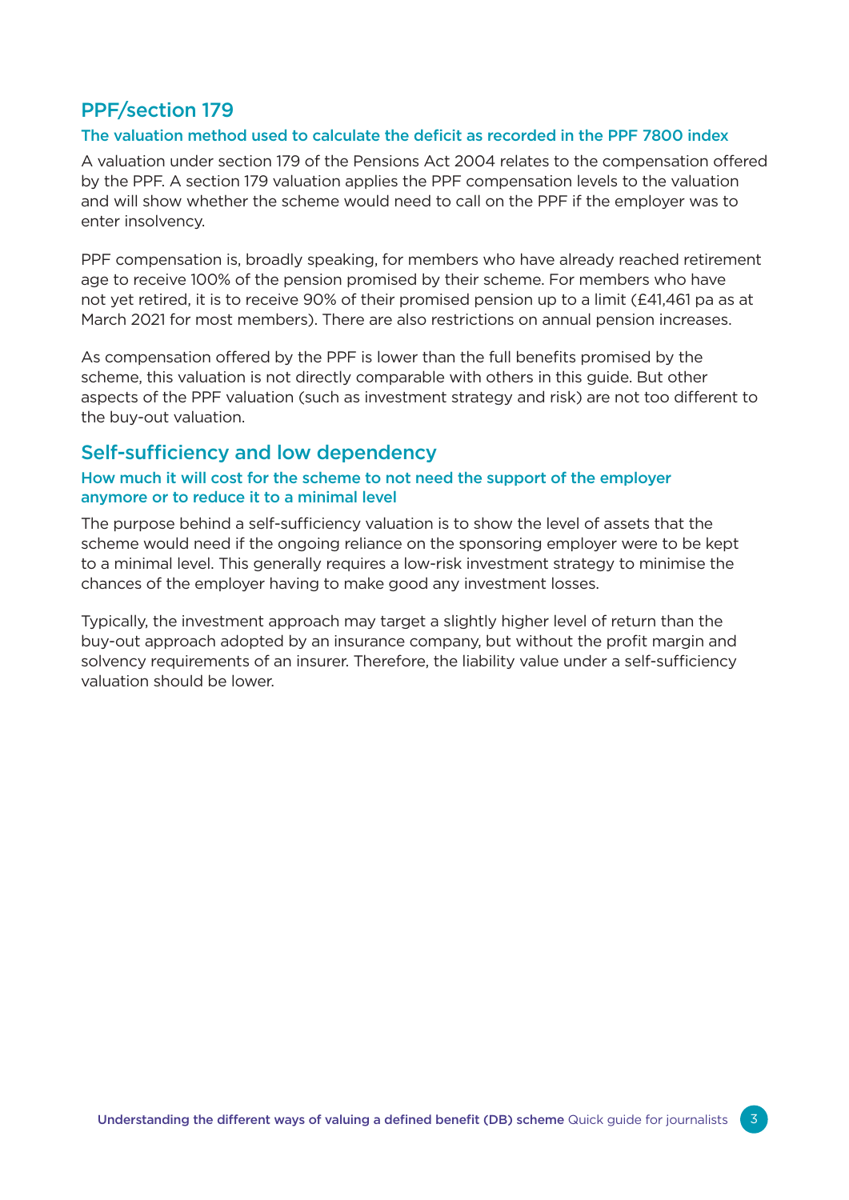## PPF/section 179

### The valuation method used to calculate the deficit as recorded in the PPF 7800 index

A valuation under section 179 of the Pensions Act 2004 relates to the compensation offered by the PPF. A section 179 valuation applies the PPF compensation levels to the valuation and will show whether the scheme would need to call on the PPF if the employer was to enter insolvency.

PPF compensation is, broadly speaking, for members who have already reached retirement age to receive 100% of the pension promised by their scheme. For members who have not yet retired, it is to receive 90% of their promised pension up to a limit (£41,461 pa as at March 2021 for most members). There are also restrictions on annual pension increases.

As compensation offered by the PPF is lower than the full benefits promised by the scheme, this valuation is not directly comparable with others in this guide. But other aspects of the PPF valuation (such as investment strategy and risk) are not too different to the buy-out valuation.

## Self-sufficiency and low dependency

### How much it will cost for the scheme to not need the support of the employer anymore or to reduce it to a minimal level

The purpose behind a self-sufficiency valuation is to show the level of assets that the scheme would need if the ongoing reliance on the sponsoring employer were to be kept to a minimal level. This generally requires a low-risk investment strategy to minimise the chances of the employer having to make good any investment losses.

Typically, the investment approach may target a slightly higher level of return than the buy-out approach adopted by an insurance company, but without the profit margin and solvency requirements of an insurer. Therefore, the liability value under a self-sufficiency valuation should be lower.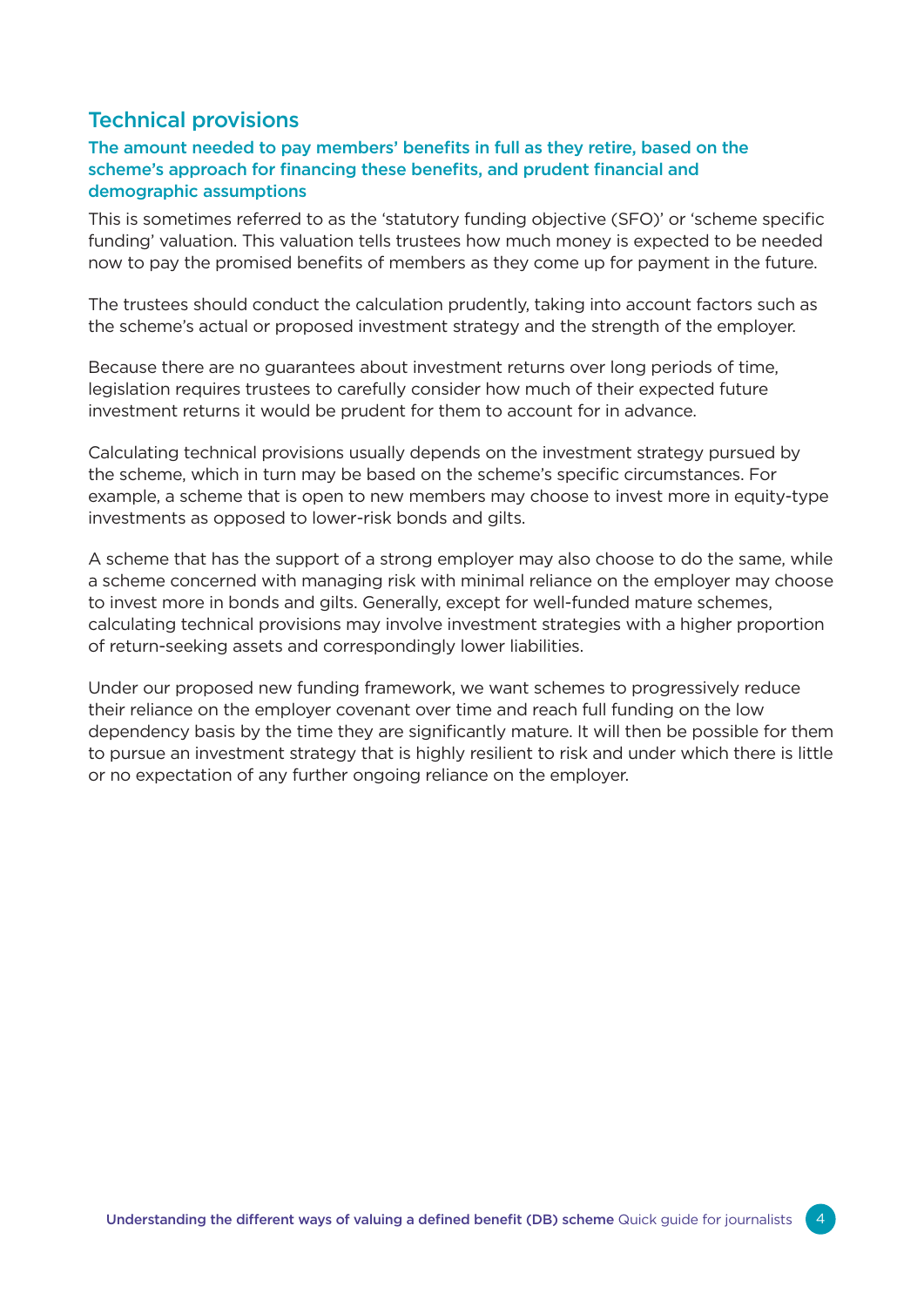## Technical provisions

### The amount needed to pay members' benefits in full as they retire, based on the scheme's approach for financing these benefits, and prudent financial and demographic assumptions

This is sometimes referred to as the 'statutory funding objective (SFO)' or 'scheme specific funding' valuation. This valuation tells trustees how much money is expected to be needed now to pay the promised benefits of members as they come up for payment in the future.

The trustees should conduct the calculation prudently, taking into account factors such as the scheme's actual or proposed investment strategy and the strength of the employer.

Because there are no guarantees about investment returns over long periods of time, legislation requires trustees to carefully consider how much of their expected future investment returns it would be prudent for them to account for in advance.

Calculating technical provisions usually depends on the investment strategy pursued by the scheme, which in turn may be based on the scheme's specific circumstances. For example, a scheme that is open to new members may choose to invest more in equity-type investments as opposed to lower-risk bonds and gilts.

A scheme that has the support of a strong employer may also choose to do the same, while a scheme concerned with managing risk with minimal reliance on the employer may choose to invest more in bonds and gilts. Generally, except for well-funded mature schemes, calculating technical provisions may involve investment strategies with a higher proportion of return-seeking assets and correspondingly lower liabilities.

Under our proposed new funding framework, we want schemes to progressively reduce their reliance on the employer covenant over time and reach full funding on the low dependency basis by the time they are significantly mature. It will then be possible for them to pursue an investment strategy that is highly resilient to risk and under which there is little or no expectation of any further ongoing reliance on the employer.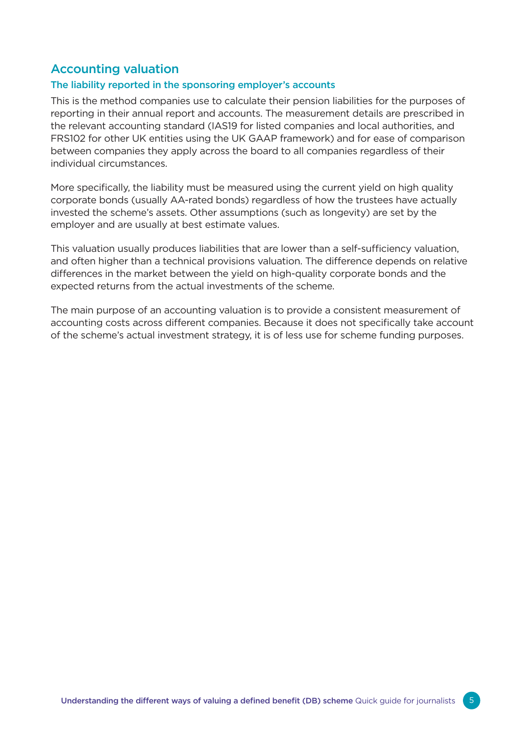## Accounting valuation

### The liability reported in the sponsoring employer's accounts

This is the method companies use to calculate their pension liabilities for the purposes of reporting in their annual report and accounts. The measurement details are prescribed in the relevant accounting standard (IAS19 for listed companies and local authorities, and FRS102 for other UK entities using the UK GAAP framework) and for ease of comparison between companies they apply across the board to all companies regardless of their individual circumstances.

More specifically, the liability must be measured using the current yield on high quality corporate bonds (usually AA-rated bonds) regardless of how the trustees have actually invested the scheme's assets. Other assumptions (such as longevity) are set by the employer and are usually at best estimate values.

This valuation usually produces liabilities that are lower than a self-sufficiency valuation, and often higher than a technical provisions valuation. The difference depends on relative differences in the market between the yield on high-quality corporate bonds and the expected returns from the actual investments of the scheme.

The main purpose of an accounting valuation is to provide a consistent measurement of accounting costs across different companies. Because it does not specifically take account of the scheme's actual investment strategy, it is of less use for scheme funding purposes.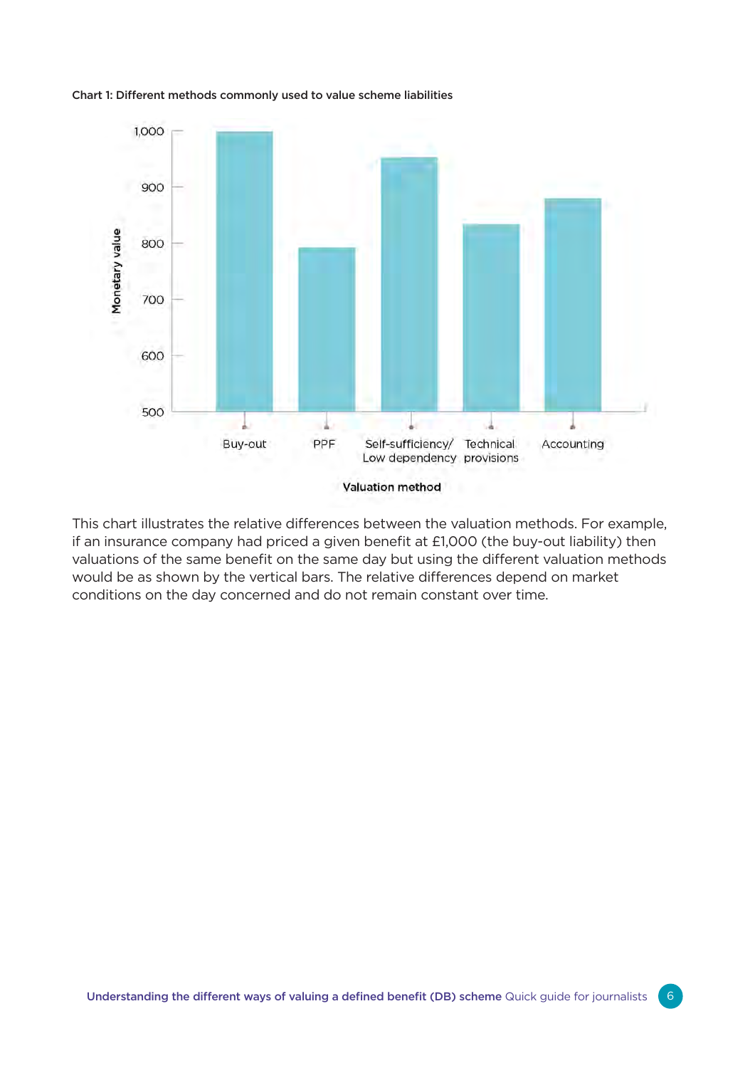**Chart 1: Different methods commonly used to value scheme liabilities**

This chart illustrates the relative differences between the valuation methods. For example, if an insurance company had priced a given benefit at £1,000 (the buy-out liability) then valuations of the same benefit on the same day but using the different valuation methods would be as shown by the vertical bars. The relative differences depend on market conditions on the day concerned and do not remain constant over time.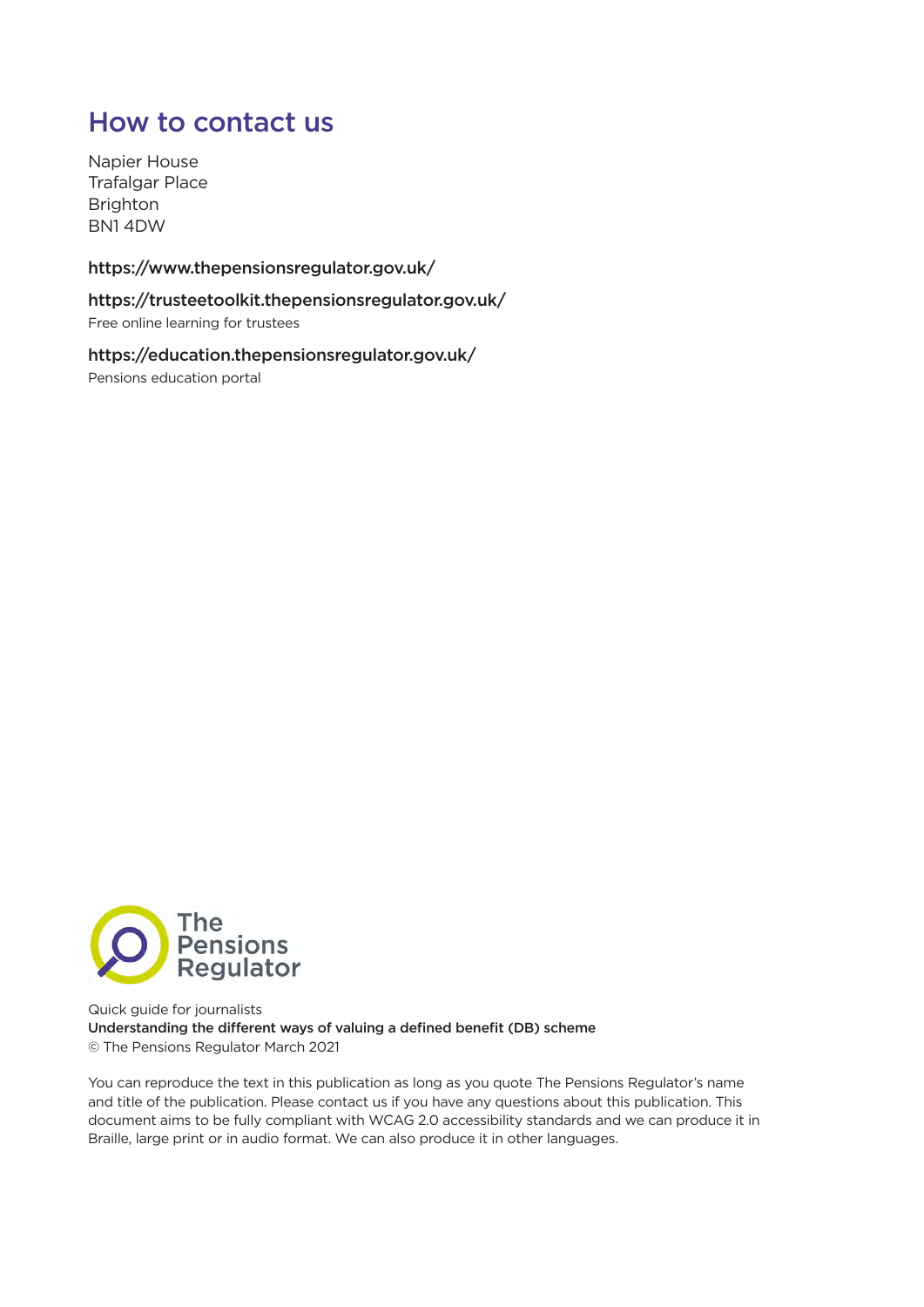## How to contact us

Napier House
Trafalgar Place
Brighton
BN1 4DW

**https://www.thepensionsregulator.gov.uk/**

**https://trusteetoolkit.thepensionsregulator.gov.uk/**
Free online learning for trustees

**https://education.thepensionsregulator.gov.uk/**
Pensions education portal

The Pensions Regulator

Quick guide for journalists
**Understanding the different ways of valuing a defined benefit (DB) scheme**
© The Pensions Regulator March 2021

You can reproduce the text in this publication as long as you quote The Pensions Regulator's name and title of the publication. Please contact us if you have any questions about this publication. This document aims to be fully compliant with WCAG 2.0 accessibility standards and we can produce it in Braille, large print or in audio format. We can also produce it in other languages.